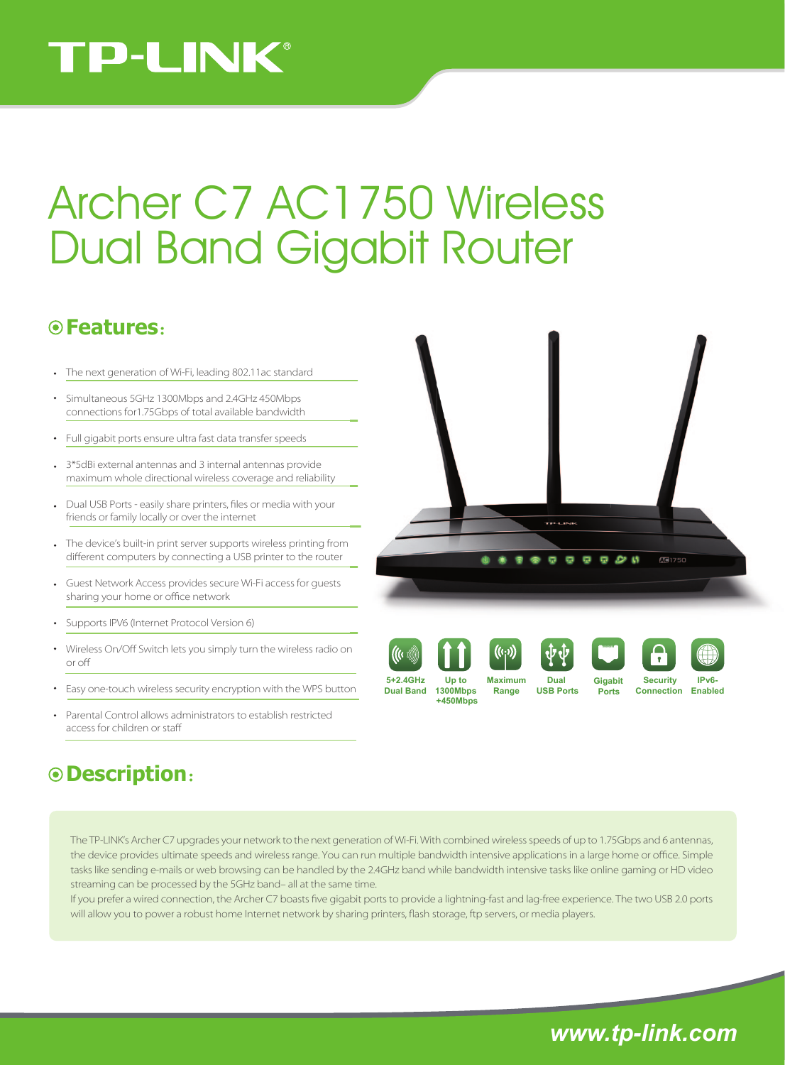TP-LINK®

# Archer C7 AC1750 Wireless Dual Band Gigabit Router

## Features:

- The next generation of Wi-Fi, leading 802.11ac standard
- Simultaneous 5GHz 1300Mbps and 2.4GHz 450Mbps connections for1.75Gbps of total available bandwidth
- Full gigabit ports ensure ultra fast data transfer speeds
- 3*5dBi external antennas and 3 internal antennas provide maximum whole directional wireless coverage and reliability
- Dual USB Ports - easily share printers, files or media with your friends or family locally or over the internet
- The device's built-in print server supports wireless printing from different computers by connecting a USB printer to the router
- Guest Network Access provides secure Wi-Fi access for guests sharing your home or office network
- Supports IPV6 (Internet Protocol Version 6)
- Wireless On/Off Switch lets you simply turn the wireless radio on or off
- Easy one-touch wireless security encryption with the WPS button
- Parental Control allows administrators to establish restricted access for children or staff

5+2.4GHz Dual Band | Up to 1300Mbps +450Mbps | Maximum Range | Dual USB Ports | Gigabit Ports | Security Connection | IPv6-Enabled

## Description:

The TP-LINK's Archer C7 upgrades your network to the next generation of Wi-Fi. With combined wireless speeds of up to 1.75Gbps and 6 antennas, the device provides ultimate speeds and wireless range. You can run multiple bandwidth intensive applications in a large home or office. Simple tasks like sending e-mails or web browsing can be handled by the 2.4GHz band while bandwidth intensive tasks like online gaming or HD video streaming can be processed by the 5GHz band– all at the same time.

If you prefer a wired connection, the Archer C7 boasts five gigabit ports to provide a lightning-fast and lag-free experience. The two USB 2.0 ports will allow you to power a robust home Internet network by sharing printers, flash storage, ftp servers, or media players.

www.tp-link.com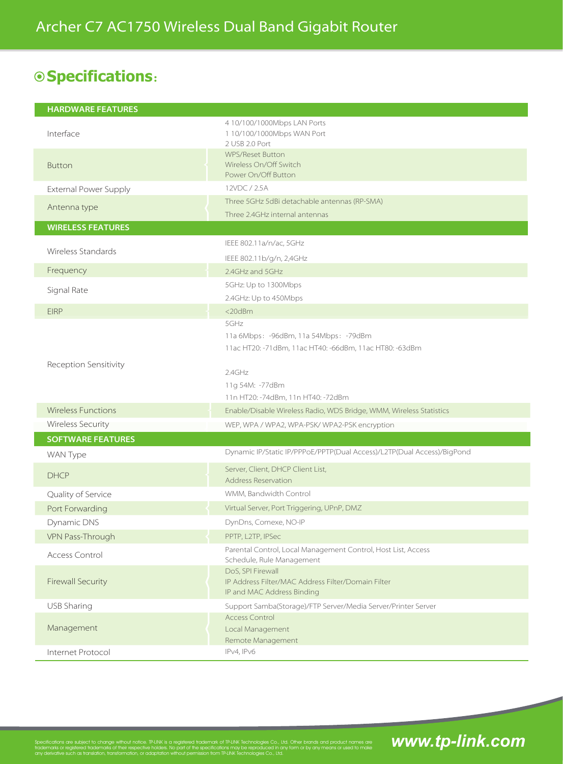# Archer C7 AC1750 Wireless Dual Band Gigabit Router

## Specifications:

| HARDWARE FEATURES | |
|---|---|
| Interface | 4 10/100/1000Mbps LAN Ports<br>1 10/100/1000Mbps WAN Port<br>2 USB 2.0 Port |
| Button | WPS/Reset Button<br>Wireless On/Off Switch<br>Power On/Off Button |
| External Power Supply | 12VDC / 2.5A |
| Antenna type | Three 5GHz 5dBi detachable antennas (RP-SMA)<br>Three 2.4GHz internal antennas |
| **WIRELESS FEATURES** | |
| Wireless Standards | IEEE 802.11a/n/ac, 5GHz<br>IEEE 802.11b/g/n, 2,4GHz |
| Frequency | 2.4GHz and 5GHz |
| Signal Rate | 5GHz: Up to 1300Mbps<br>2.4GHz: Up to 450Mbps |
| EIRP | <20dBm |
| Reception Sensitivity | 5GHz<br>11a 6Mbps：-96dBm, 11a 54Mbps：-79dBm<br>11ac HT20: -71dBm, 11ac HT40: -66dBm, 11ac HT80: -63dBm<br><br>2.4GHz<br>11g 54M: -77dBm<br>11n HT20: -74dBm, 11n HT40: -72dBm |
| Wireless Functions | Enable/Disable Wireless Radio, WDS Bridge, WMM, Wireless Statistics |
| Wireless Security | WEP, WPA / WPA2, WPA-PSK/ WPA2-PSK encryption |
| **SOFTWARE FEATURES** | |
| WAN Type | Dynamic IP/Static IP/PPPoE/PPTP(Dual Access)/L2TP(Dual Access)/BigPond |
| DHCP | Server, Client, DHCP Client List,<br>Address Reservation |
| Quality of Service | WMM, Bandwidth Control |
| Port Forwarding | Virtual Server, Port Triggering, UPnP, DMZ |
| Dynamic DNS | DynDns, Comexe, NO-IP |
| VPN Pass-Through | PPTP, L2TP, IPSec |
| Access Control | Parental Control, Local Management Control, Host List, Access Schedule, Rule Management |
| Firewall Security | DoS, SPI Firewall<br>IP Address Filter/MAC Address Filter/Domain Filter<br>IP and MAC Address Binding |
| USB Sharing | Support Samba(Storage)/FTP Server/Media Server/Printer Server |
| Management | Access Control<br>Local Management<br>Remote Management |
| Internet Protocol | IPv4, IPv6 |

Specifications are subject to change without notice. TP-LINK is a registered trademark of TP-LINK Technologies Co., Ltd. Other brands and product names are trademarks or registered trademarks of their respective holders. No part of the specifications may be reproduced in any form or by any means or used to make any derivative such as translation, transformation, or adaptation without permission from TP-LINK Technologies Co., Ltd.

**www.tp-link.com**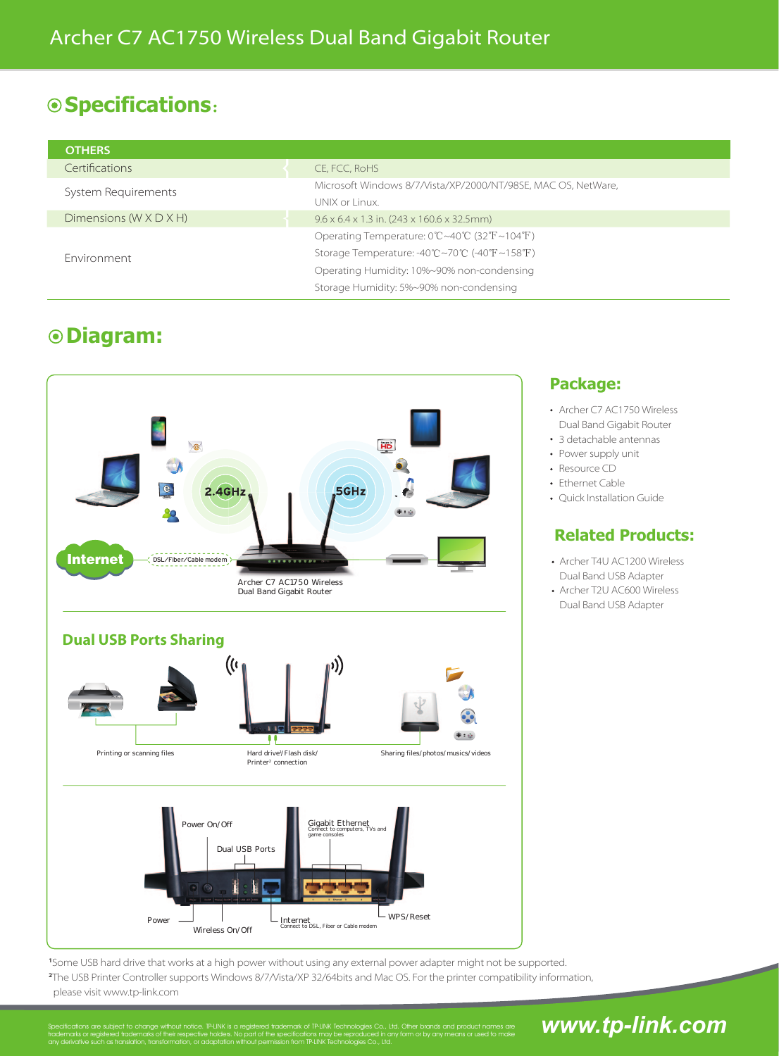# Archer C7 AC1750 Wireless Dual Band Gigabit Router

## Specifications:

| OTHERS | |
|---|---|
| Certifications | CE, FCC, RoHS |
| System Requirements | Microsoft Windows 8/7/Vista/XP/2000/NT/98SE, MAC OS, NetWare, UNIX or Linux. |
| Dimensions (W X D X H) | 9.6 x 6.4 x 1.3 in. (243 x 160.6 x 32.5mm) |
| Environment | Operating Temperature: 0℃~40℃ (32℉~104℉)<br>Storage Temperature: -40℃~70℃ (-40℉~158℉)<br>Operating Humidity: 10%~90% non-condensing<br>Storage Humidity: 5%~90% non-condensing |

## Diagram:

Internet

DSL/Fiber/Cable modem

2.4GHz

5GHz

Archer C7 AC1750 Wireless Dual Band Gigabit Router

### Dual USB Ports Sharing

Printing or scanning files

Hard drive[1]/Flash disk/ Printer[2] connection

Sharing files/photos/musics/videos

Power On/Off

Dual USB Ports

Gigabit Ethernet
Connect to computers, TVs and game consoles

Power

Wireless On/Off

Internet
Connect to DSL, Fiber or Cable modem

WPS/Reset

## Package:

- Archer C7 AC1750 Wireless Dual Band Gigabit Router
- 3 detachable antennas
- Power supply unit
- Resource CD
- Ethernet Cable
- Quick Installation Guide

## Related Products:

- Archer T4U AC1200 Wireless Dual Band USB Adapter
- Archer T2U AC600 Wireless Dual Band USB Adapter

[1]Some USB hard drive that works at a high power without using any external power adapter might not be supported.

[2]The USB Printer Controller supports Windows 8/7/Vista/XP 32/64bits and Mac OS. For the printer compatibility information, please visit www.tp-link.com

Specifications are subject to change without notice. TP-LINK is a registered trademark of TP-LINK Technologies Co., Ltd. Other brands and product names are trademarks or registered trademarks of their respective holders. No part of the specifications may be reproduced in any form or by any means or used to make any derivative such as translation, transformation, or adaptation without permission from TP-LINK Technologies Co., Ltd.

www.tp-link.com